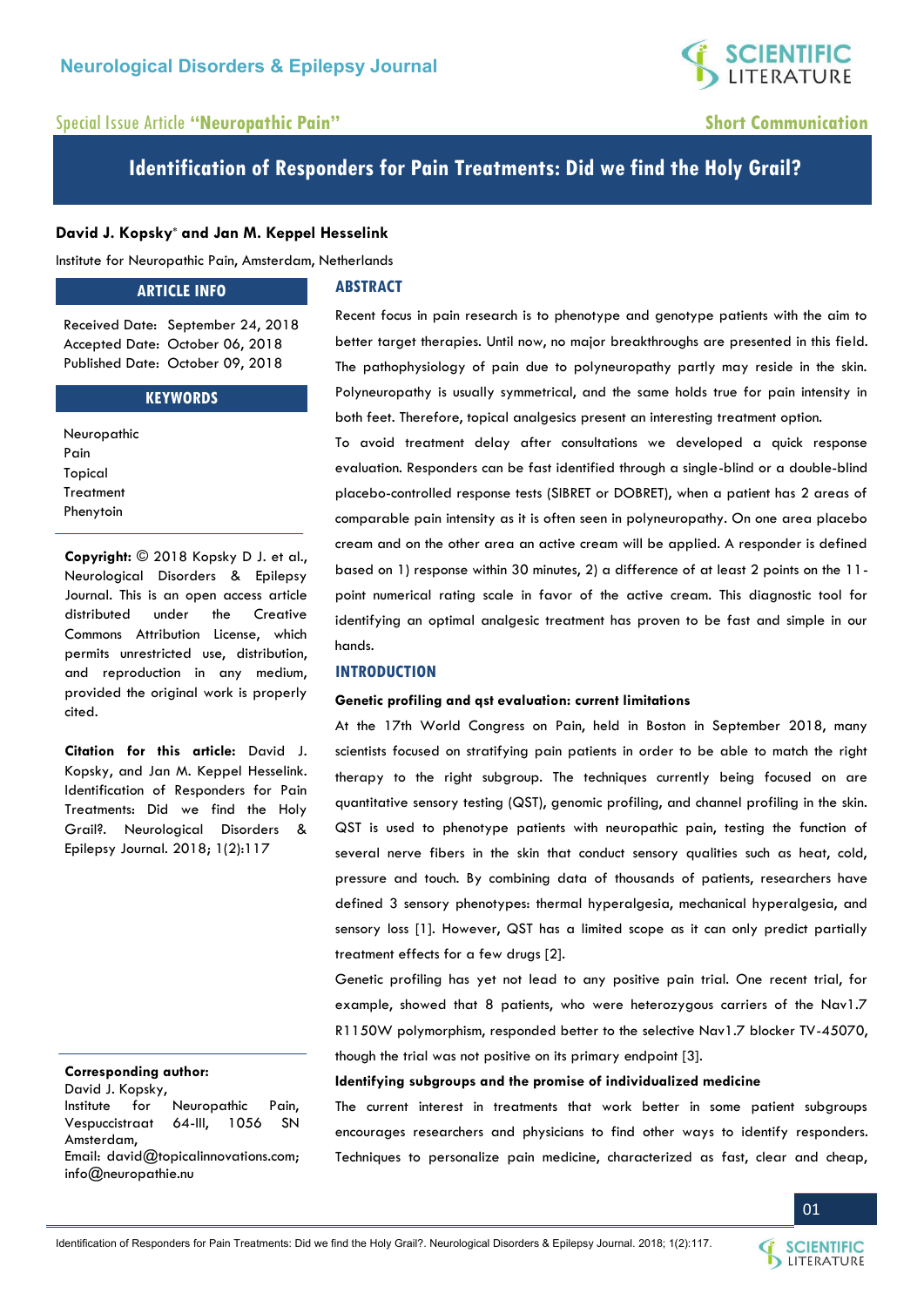Neurological Disorders & Epilepsy Journal

Special Issue Article **"Neuropathic Pain"**

**Short Communication**

# Identification of Responders for Pain Treatments: Did we find the Holy Grail?

**David J. Kopsky\* and Jan M. Keppel Hesselink**

Institute for Neuropathic Pain, Amsterdam, Netherlands

## ARTICLE INFO

Received Date: September 24, 2018
Accepted Date: October 06, 2018
Published Date: October 09, 2018

## KEYWORDS

Neuropathic
Pain
Topical
Treatment
Phenytoin

**Copyright:** © 2018 Kopsky D J. et al., Neurological Disorders & Epilepsy Journal. This is an open access article distributed under the Creative Commons Attribution License, which permits unrestricted use, distribution, and reproduction in any medium, provided the original work is properly cited.

**Citation for this article:** David J. Kopsky, and Jan M. Keppel Hesselink. Identification of Responders for Pain Treatments: Did we find the Holy Grail?. Neurological Disorders & Epilepsy Journal. 2018; 1(2):117

**Corresponding author:**
David J. Kopsky,
Institute for Neuropathic Pain, Vespuccistraat 64-III, 1056 SN Amsterdam,
Email: david@topicalinnovations.com; info@neuropathie.nu

## ABSTRACT

Recent focus in pain research is to phenotype and genotype patients with the aim to better target therapies. Until now, no major breakthroughs are presented in this field. The pathophysiology of pain due to polyneuropathy partly may reside in the skin. Polyneuropathy is usually symmetrical, and the same holds true for pain intensity in both feet. Therefore, topical analgesics present an interesting treatment option.

To avoid treatment delay after consultations we developed a quick response evaluation. Responders can be fast identified through a single-blind or a double-blind placebo-controlled response tests (SIBRET or DOBRET), when a patient has 2 areas of comparable pain intensity as it is often seen in polyneuropathy. On one area placebo cream and on the other area an active cream will be applied. A responder is defined based on 1) response within 30 minutes, 2) a difference of at least 2 points on the 11-point numerical rating scale in favor of the active cream. This diagnostic tool for identifying an optimal analgesic treatment has proven to be fast and simple in our hands.

## INTRODUCTION

### Genetic profiling and qst evaluation: current limitations

At the 17th World Congress on Pain, held in Boston in September 2018, many scientists focused on stratifying pain patients in order to be able to match the right therapy to the right subgroup. The techniques currently being focused on are quantitative sensory testing (QST), genomic profiling, and channel profiling in the skin. QST is used to phenotype patients with neuropathic pain, testing the function of several nerve fibers in the skin that conduct sensory qualities such as heat, cold, pressure and touch. By combining data of thousands of patients, researchers have defined 3 sensory phenotypes: thermal hyperalgesia, mechanical hyperalgesia, and sensory loss [1]. However, QST has a limited scope as it can only predict partially treatment effects for a few drugs [2].

Genetic profiling has yet not lead to any positive pain trial. One recent trial, for example, showed that 8 patients, who were heterozygous carriers of the Nav1.7 R1150W polymorphism, responded better to the selective Nav1.7 blocker TV-45070, though the trial was not positive on its primary endpoint [3].

### Identifying subgroups and the promise of individualized medicine

The current interest in treatments that work better in some patient subgroups encourages researchers and physicians to find other ways to identify responders. Techniques to personalize pain medicine, characterized as fast, clear and cheap,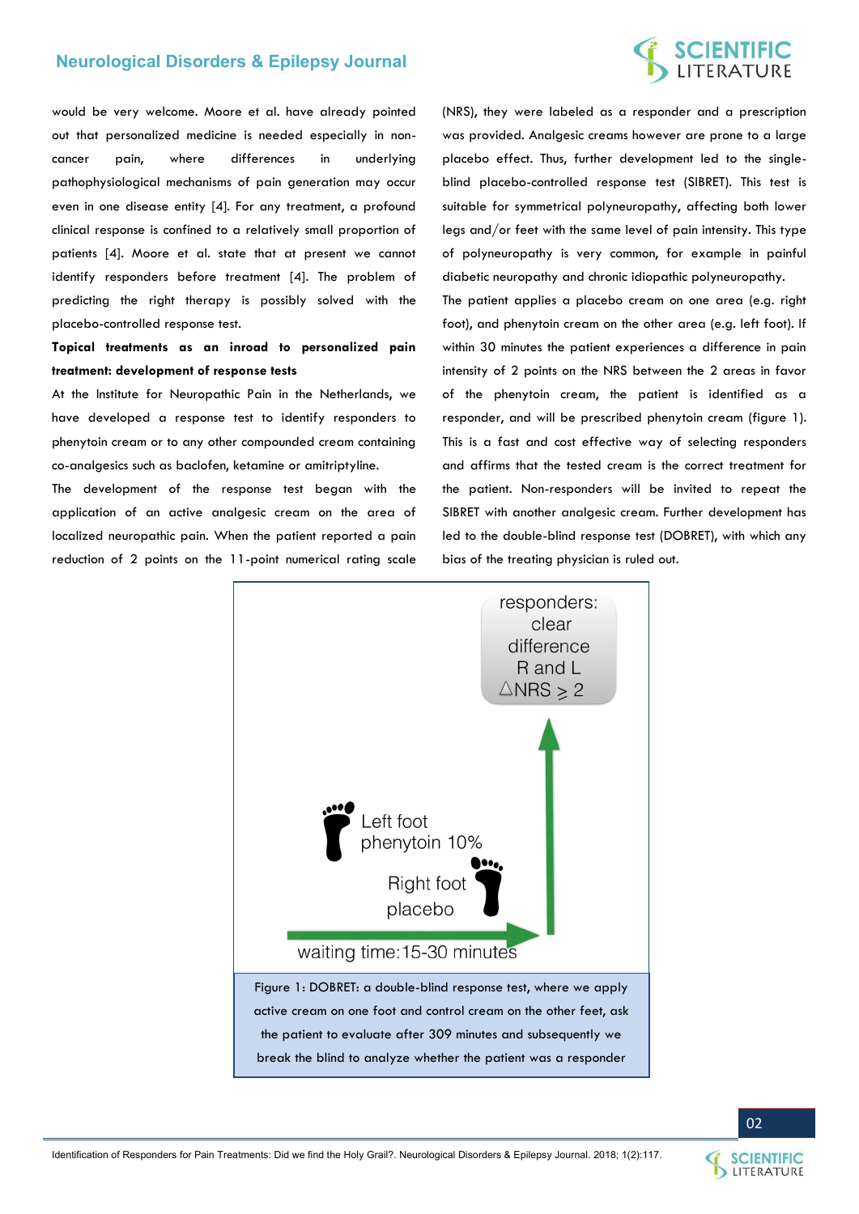would be very welcome. Moore et al. have already pointed out that personalized medicine is needed especially in non-cancer pain, where differences in underlying pathophysiological mechanisms of pain generation may occur even in one disease entity [4]. For any treatment, a profound clinical response is confined to a relatively small proportion of patients [4]. Moore et al. state that at present we cannot identify responders before treatment [4]. The problem of predicting the right therapy is possibly solved with the placebo-controlled response test.

**Topical treatments as an inroad to personalized pain treatment: development of response tests**

At the Institute for Neuropathic Pain in the Netherlands, we have developed a response test to identify responders to phenytoin cream or to any other compounded cream containing co-analgesics such as baclofen, ketamine or amitriptyline.

The development of the response test began with the application of an active analgesic cream on the area of localized neuropathic pain. When the patient reported a pain reduction of 2 points on the 11-point numerical rating scale (NRS), they were labeled as a responder and a prescription was provided. Analgesic creams however are prone to a large placebo effect. Thus, further development led to the single-blind placebo-controlled response test (SIBRET). This test is suitable for symmetrical polyneuropathy, affecting both lower legs and/or feet with the same level of pain intensity. This type of polyneuropathy is very common, for example in painful diabetic neuropathy and chronic idiopathic polyneuropathy.

The patient applies a placebo cream on one area (e.g. right foot), and phenytoin cream on the other area (e.g. left foot). If within 30 minutes the patient experiences a difference in pain intensity of 2 points on the NRS between the 2 areas in favor of the phenytoin cream, the patient is identified as a responder, and will be prescribed phenytoin cream (figure 1). This is a fast and cost effective way of selecting responders and affirms that the tested cream is the correct treatment for the patient. Non-responders will be invited to repeat the SIBRET with another analgesic cream. Further development has led to the double-blind response test (DOBRET), with which any bias of the treating physician is ruled out.

responders: clear difference R and L $\Delta NRS \geq 2$

Left foot phenytoin 10%

Right foot placebo

waiting time: 15-30 minutes

Figure 1: DOBRET: a double-blind response test, where we apply active cream on one foot and control cream on the other feet, ask the patient to evaluate after 309 minutes and subsequently we break the blind to analyze whether the patient was a responder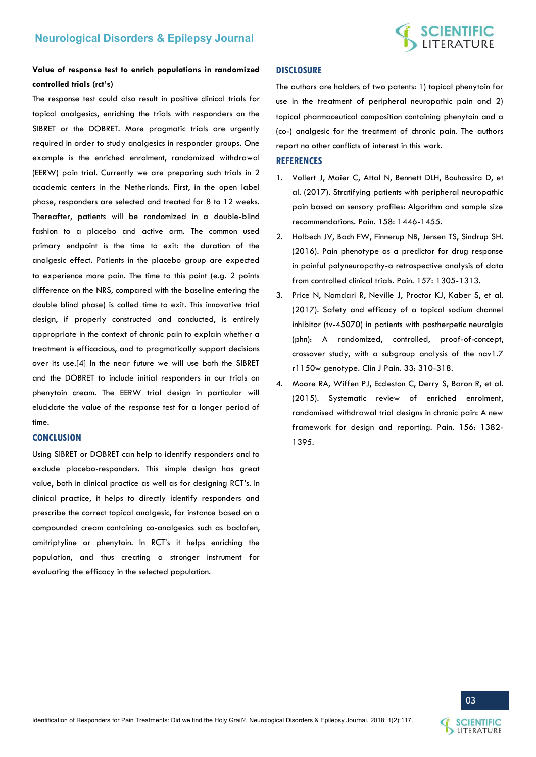**Value of response test to enrich populations in randomized controlled trials (rct's)**

The response test could also result in positive clinical trials for topical analgesics, enriching the trials with responders on the SIBRET or the DOBRET. More pragmatic trials are urgently required in order to study analgesics in responder groups. One example is the enriched enrolment, randomized withdrawal (EERW) pain trial. Currently we are preparing such trials in 2 academic centers in the Netherlands. First, in the open label phase, responders are selected and treated for 8 to 12 weeks. Thereafter, patients will be randomized in a double-blind fashion to a placebo and active arm. The common used primary endpoint is the time to exit: the duration of the analgesic effect. Patients in the placebo group are expected to experience more pain. The time to this point (e.g. 2 points difference on the NRS, compared with the baseline entering the double blind phase) is called time to exit. This innovative trial design, if properly constructed and conducted, is entirely appropriate in the context of chronic pain to explain whether a treatment is efficacious, and to pragmatically support decisions over its use.[4] In the near future we will use both the SIBRET and the DOBRET to include initial responders in our trials on phenytoin cream. The EERW trial design in particular will elucidate the value of the response test for a longer period of time.

## CONCLUSION

Using SIBRET or DOBRET can help to identify responders and to exclude placebo-responders. This simple design has great value, both in clinical practice as well as for designing RCT's. In clinical practice, it helps to directly identify responders and prescribe the correct topical analgesic, for instance based on a compounded cream containing co-analgesics such as baclofen, amitriptyline or phenytoin. In RCT's it helps enriching the population, and thus creating a stronger instrument for evaluating the efficacy in the selected population.

## DISCLOSURE

The authors are holders of two patents: 1) topical phenytoin for use in the treatment of peripheral neuropathic pain and 2) topical pharmaceutical composition containing phenytoin and a (co-) analgesic for the treatment of chronic pain. The authors report no other conflicts of interest in this work.

## REFERENCES

1. Vollert J, Maier C, Attal N, Bennett DLH, Bouhassira D, et al. (2017). Stratifying patients with peripheral neuropathic pain based on sensory profiles: Algorithm and sample size recommendations. Pain. 158: 1446-1455.
2. Holbech JV, Bach FW, Finnerup NB, Jensen TS, Sindrup SH. (2016). Pain phenotype as a predictor for drug response in painful polyneuropathy-a retrospective analysis of data from controlled clinical trials. Pain. 157: 1305-1313.
3. Price N, Namdari R, Neville J, Proctor KJ, Kaber S, et al. (2017). Safety and efficacy of a topical sodium channel inhibitor (tv-45070) in patients with postherpetic neuralgia (phn): A randomized, controlled, proof-of-concept, crossover study, with a subgroup analysis of the nav1.7 r1150w genotype. Clin J Pain. 33: 310-318.
4. Moore RA, Wiffen PJ, Eccleston C, Derry S, Baron R, et al. (2015). Systematic review of enriched enrolment, randomised withdrawal trial designs in chronic pain: A new framework for design and reporting. Pain. 156: 1382-1395.